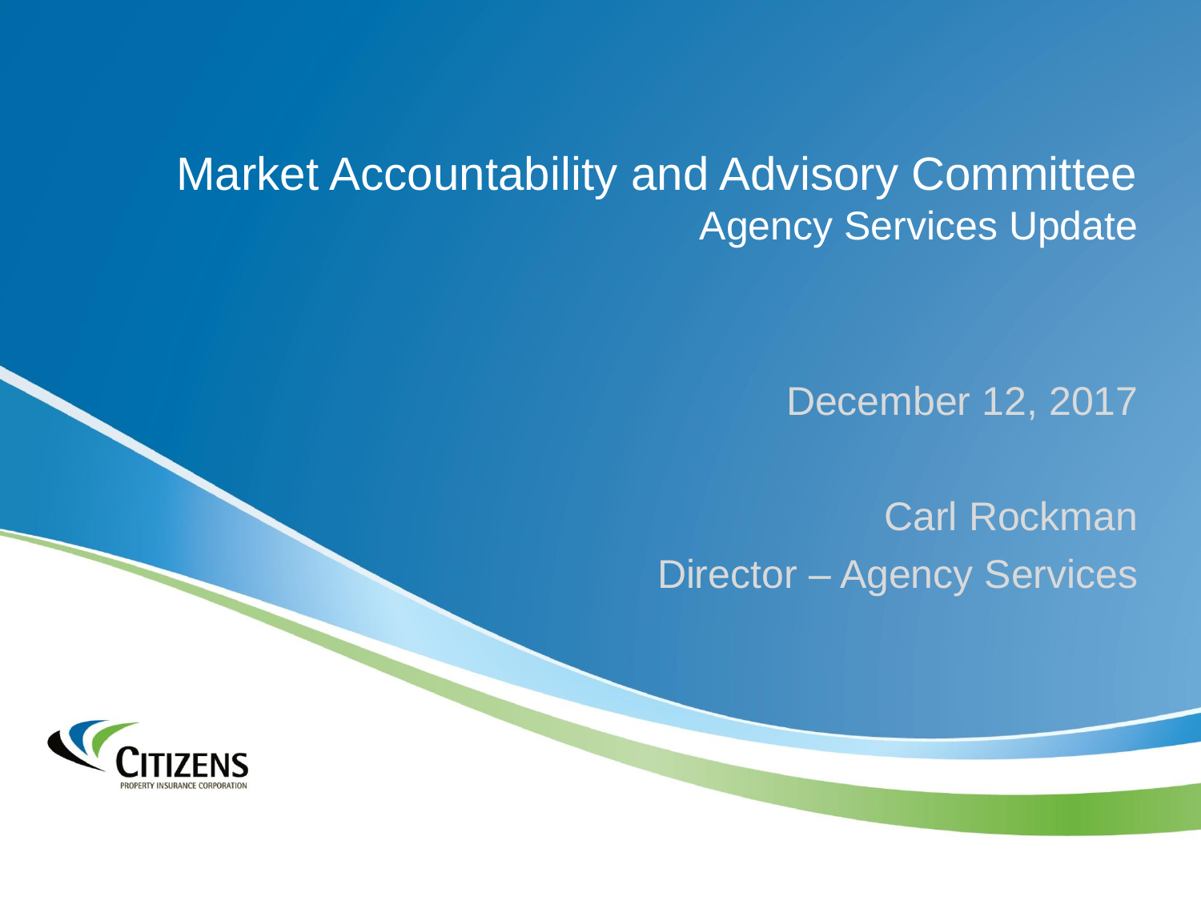# Market Accountability and Advisory Committee

## Agency Services Update

December 12, 2017

Carl Rockman

Director – Agency Services

CITIZENS

PROPERTY INSURANCE CORPORATION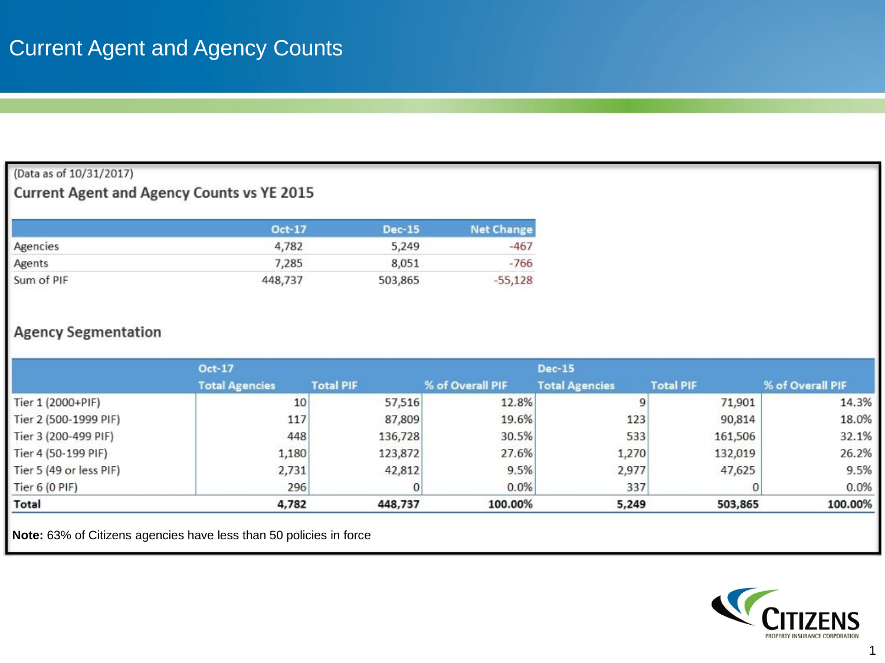# Current Agent and Agency Counts

(Data as of 10/31/2017)

## Current Agent and Agency Counts vs YE 2015

| | Oct-17 | Dec-15 | Net Change |
|---|---|---|---|
| Agencies | 4,782 | 5,249 | -467 |
| Agents | 7,285 | 8,051 | -766 |
| Sum of PIF | 448,737 | 503,865 | -55,128 |

## Agency Segmentation

| | Oct-17 | | | Dec-15 | | |
|---|---|---|---|---|---|---|
| | Total Agencies | Total PIF | % of Overall PIF | Total Agencies | Total PIF | % of Overall PIF |
| Tier 1 (2000+PIF) | 10 | 57,516 | 12.8% | 9 | 71,901 | 14.3% |
| Tier 2 (500-1999 PIF) | 117 | 87,809 | 19.6% | 123 | 90,814 | 18.0% |
| Tier 3 (200-499 PIF) | 448 | 136,728 | 30.5% | 533 | 161,506 | 32.1% |
| Tier 4 (50-199 PIF) | 1,180 | 123,872 | 27.6% | 1,270 | 132,019 | 26.2% |
| Tier 5 (49 or less PIF) | 2,731 | 42,812 | 9.5% | 2,977 | 47,625 | 9.5% |
| Tier 6 (0 PIF) | 296 | 0 | 0.0% | 337 | 0 | 0.0% |
| **Total** | **4,782** | **448,737** | **100.00%** | **5,249** | **503,865** | **100.00%** |

**Note:** 63% of Citizens agencies have less than 50 policies in force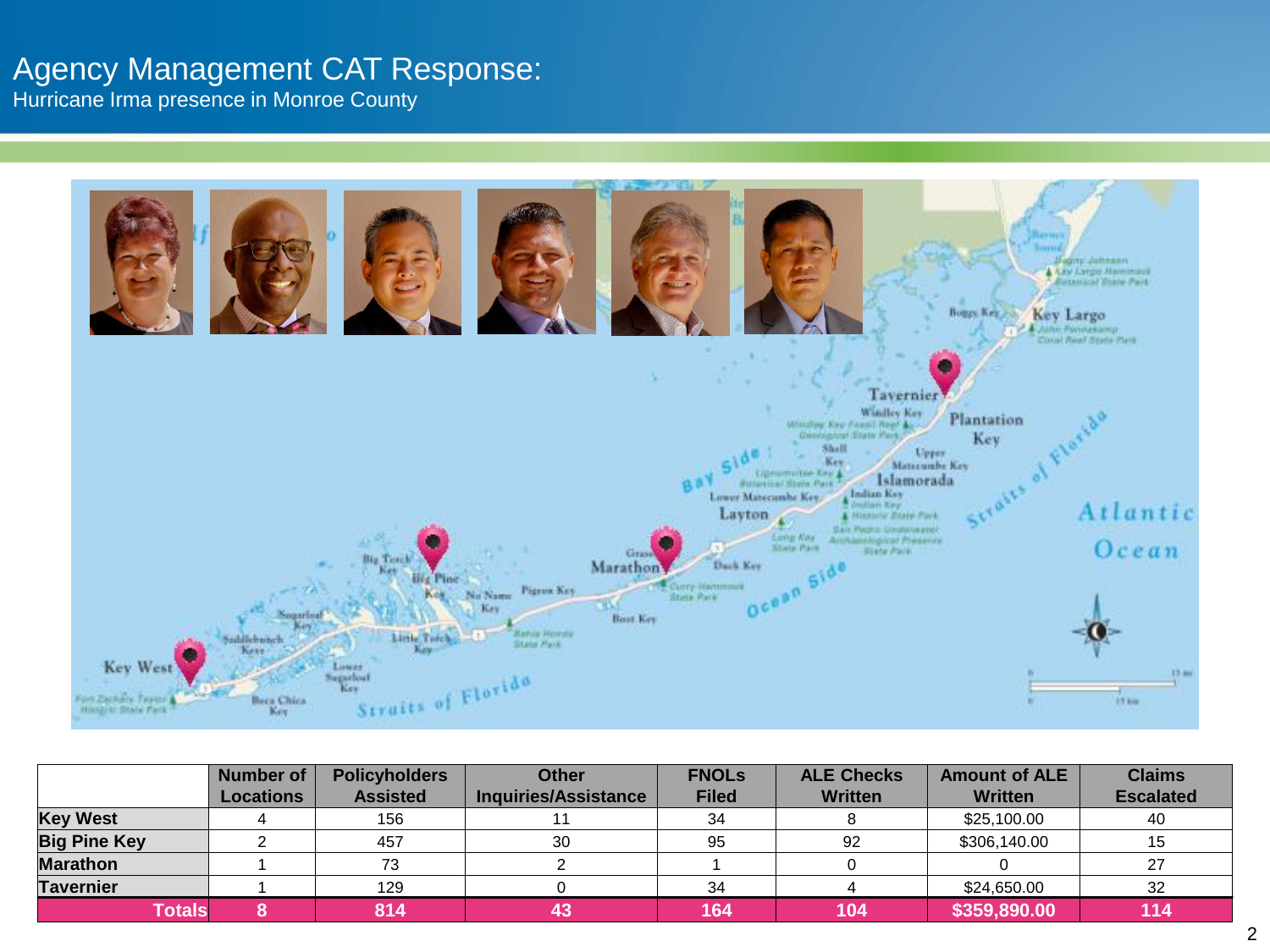# Agency Management CAT Response:

## Hurricane Irma presence in Monroe County

| | Number of Locations | Policyholders Assisted | Other Inquiries/Assistance | FNOLs Filed | ALE Checks Written | Amount of ALE Written | Claims Escalated |
|---|---|---|---|---|---|---|---|
| **Key West** | 4 | 156 | 11 | 34 | 8 | $25,100.00 | 40 |
| **Big Pine Key** | 2 | 457 | 30 | 95 | 92 | $306,140.00 | 15 |
| **Marathon** | 1 | 73 | 2 | 1 | 0 | 0 | 27 |
| **Tavernier** | 1 | 129 | 0 | 34 | 4 | $24,650.00 | 32 |
| **Totals** | **8** | **814** | **43** | **164** | **104** | **$359,890.00** | **114** |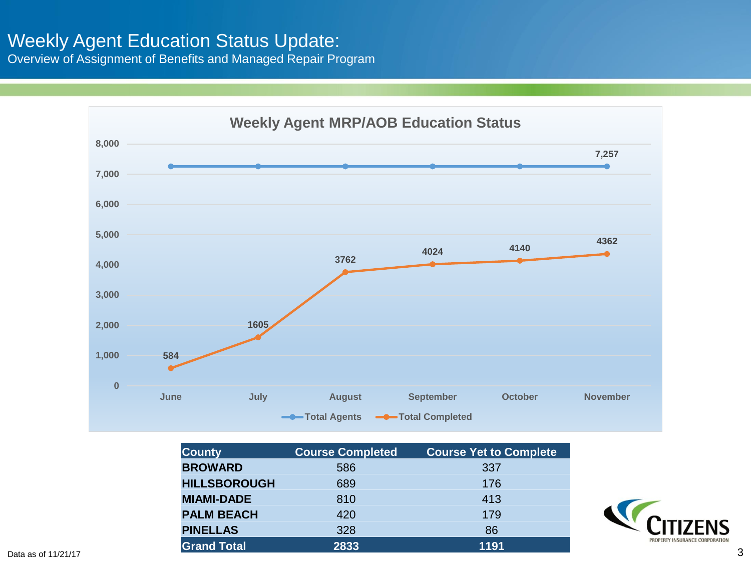# Weekly Agent Education Status Update:

## Overview of Assignment of Benefits and Managed Repair Program

**Weekly Agent MRP/AOB Education Status**

| Month | Total Agents | Total Completed |
|---|---|---|
| June | 7,257 | 584 |
| July | 7,257 | 1605 |
| August | 7,257 | 3762 |
| September | 7,257 | 4024 |
| October | 7,257 | 4140 |
| November | 7,257 | 4362 |

| County | Course Completed | Course Yet to Complete |
|---|---|---|
| **BROWARD** | 586 | 337 |
| **HILLSBOROUGH** | 689 | 176 |
| **MIAMI-DADE** | 810 | 413 |
| **PALM BEACH** | 420 | 179 |
| **PINELLAS** | 328 | 86 |
| **Grand Total** | **2833** | **1191** |

Data as of 11/21/17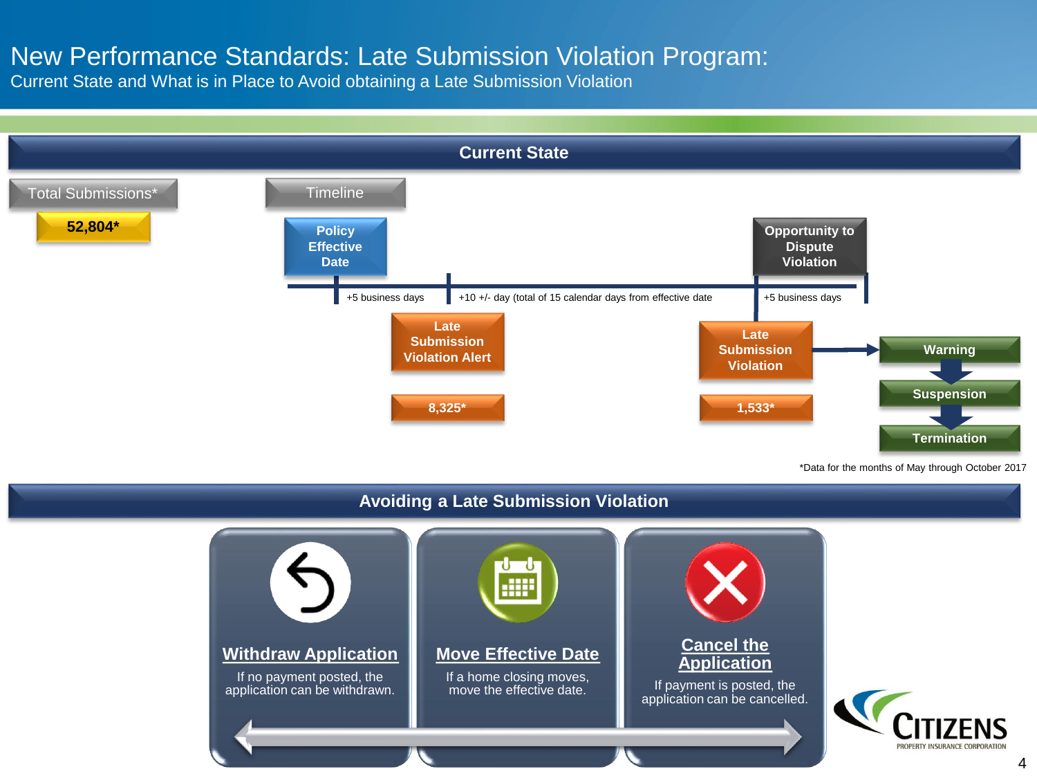# New Performance Standards: Late Submission Violation Program:

Current State and What is in Place to Avoid obtaining a Late Submission Violation

## Current State

**Total Submissions***

**52,804***

**Timeline**

- **Policy Effective Date**
  - +5 business days
- **Late Submission Violation Alert** — **8,325***
  - +10 +/- day (total of 15 calendar days from effective date
- **Late Submission Violation** — **1,533***
  - +5 business days
- **Opportunity to Dispute Violation**

Late Submission Violation → **Warning** → **Suspension** → **Termination**

*Data for the months of May through October 2017

## Avoiding a Late Submission Violation

**Withdraw Application**

If no payment posted, the application can be withdrawn.

**Move Effective Date**

If a home closing moves, move the effective date.

**Cancel the Application**

If payment is posted, the application can be cancelled.

CITIZENS PROPERTY INSURANCE CORPORATION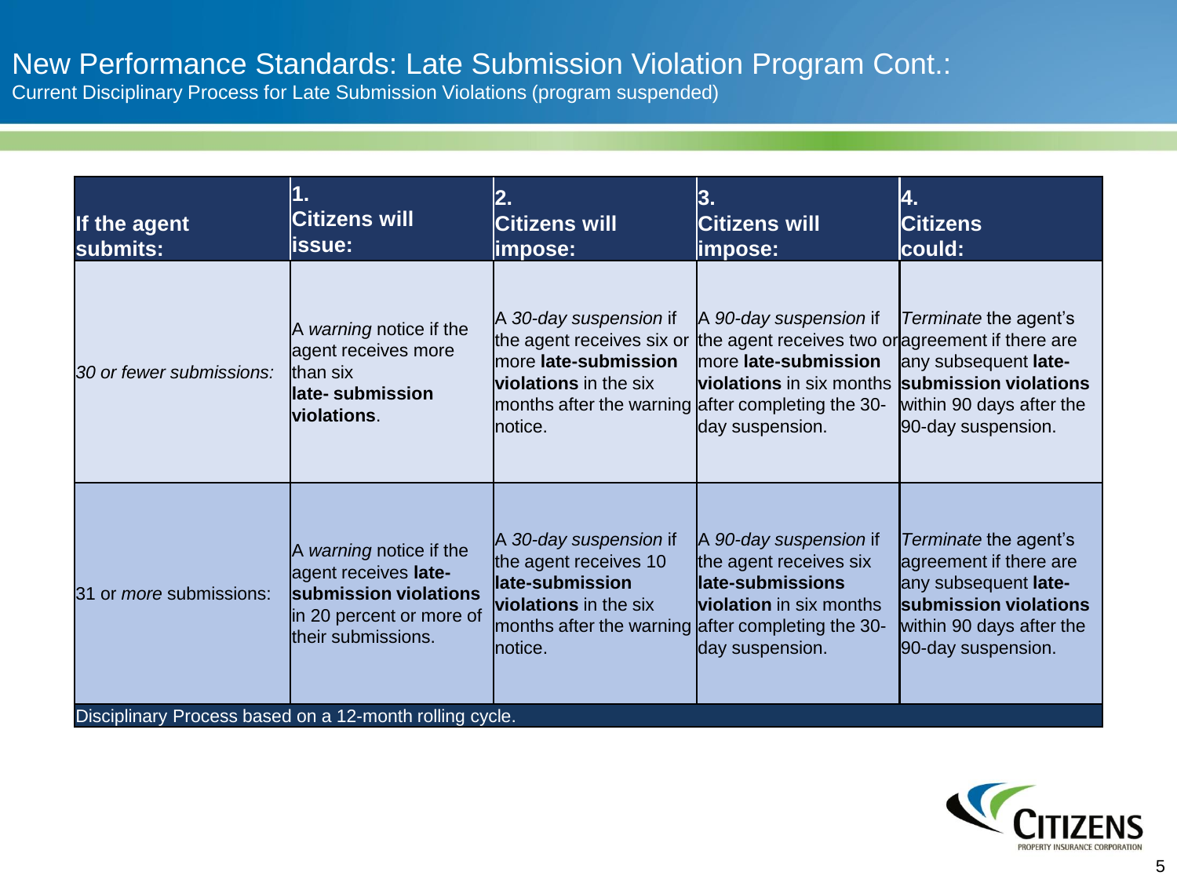# New Performance Standards: Late Submission Violation Program Cont.:

Current Disciplinary Process for Late Submission Violations (program suspended)

| **If the agent submits:** | **1. Citizens will issue:** | **2. Citizens will impose:** | **3. Citizens will impose:** | **4. Citizens could:** |
|---|---|---|---|---|
| *30 or fewer submissions:* | A *warning* notice if the agent receives more than six **late- submission violations**. | A *30-day suspension* if the agent receives six or more **late-submission violations** in the six months after the warning notice. | A *90-day suspension* if the agent receives two or more **late-submission violations** in six months after completing the 30-day suspension. | *Terminate* the agent's agreement if there are any subsequent **late-submission violations** within 90 days after the 90-day suspension. |
| 31 or *more* submissions: | A *warning* notice if the agent receives **late-submission violations** in 20 percent or more of their submissions. | A *30-day suspension* if the agent receives 10 **late-submission violations** in the six months after the warning notice. | A *90-day suspension* if the agent receives six **late-submissions violation** in six months after completing the 30-day suspension. | *Terminate* the agent's agreement if there are any subsequent **late-submission violations** within 90 days after the 90-day suspension. |
| Disciplinary Process based on a 12-month rolling cycle. | | | | |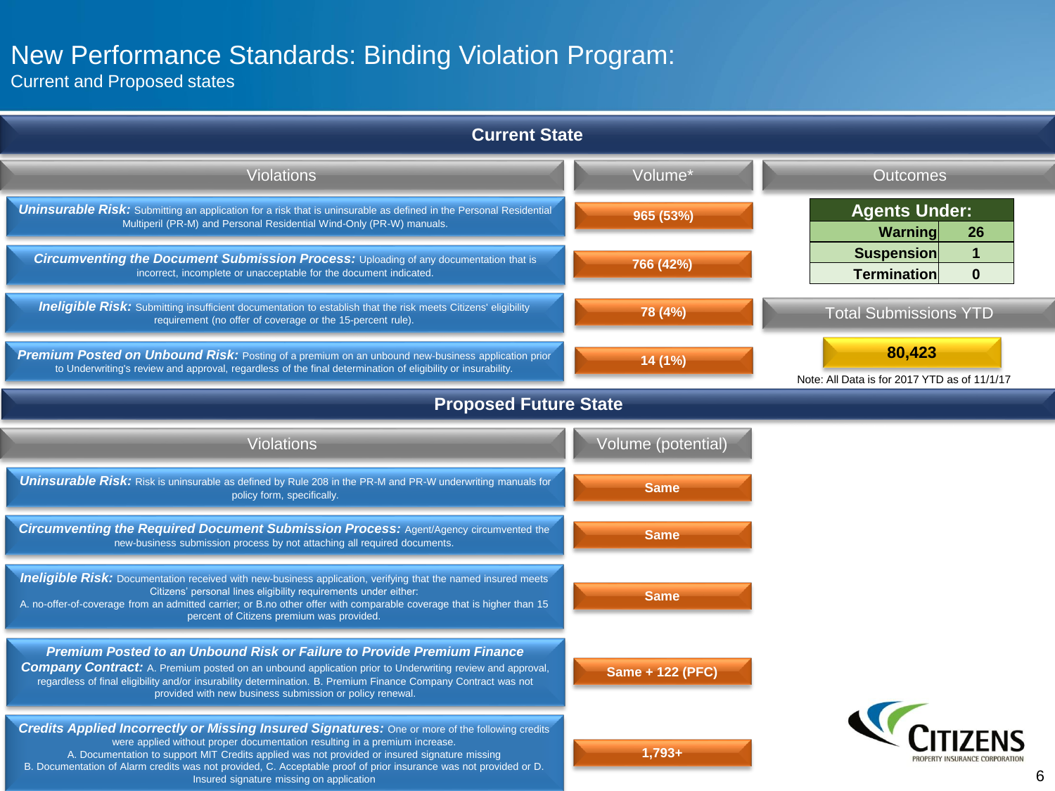# New Performance Standards: Binding Violation Program:

Current and Proposed states

## Current State

| Violations | Volume* |
|---|---|
| ***Uninsurable Risk:*** Submitting an application for a risk that is uninsurable as defined in the Personal Residential Multiperil (PR-M) and Personal Residential Wind-Only (PR-W) manuals. | 965 (53%) |
| ***Circumventing the Document Submission Process:*** Uploading of any documentation that is incorrect, incomplete or unacceptable for the document indicated. | 766 (42%) |
| ***Ineligible Risk:*** Submitting insufficient documentation to establish that the risk meets Citizens' eligibility requirement (no offer of coverage or the 15-percent rule). | 78 (4%) |
| ***Premium Posted on Unbound Risk:*** Posting of a premium on an unbound new-business application prior to Underwriting's review and approval, regardless of the final determination of eligibility or insurability. | 14 (1%) |

### Outcomes

| Agents Under: | |
|---|---|
| Warning | 26 |
| Suspension | 1 |
| Termination | 0 |

**Total Submissions YTD**

**80,423**

Note: All Data is for 2017 YTD as of 11/1/17

## Proposed Future State

| Violations | Volume (potential) |
|---|---|
| ***Uninsurable Risk:*** Risk is uninsurable as defined by Rule 208 in the PR-M and PR-W underwriting manuals for policy form, specifically. | Same |
| ***Circumventing the Required Document Submission Process:*** Agent/Agency circumvented the new-business submission process by not attaching all required documents. | Same |
| ***Ineligible Risk:*** Documentation received with new-business application, verifying that the named insured meets Citizens' personal lines eligibility requirements under either: A. no-offer-of-coverage from an admitted carrier; or B.no other offer with comparable coverage that is higher than 15 percent of Citizens premium was provided. | Same |
| ***Premium Posted to an Unbound Risk or Failure to Provide Premium Finance Company Contract:*** A. Premium posted on an unbound application prior to Underwriting review and approval, regardless of final eligibility and/or insurability determination. B. Premium Finance Company Contract was not provided with new business submission or policy renewal. | Same + 122 (PFC) |
| ***Credits Applied Incorrectly or Missing Insured Signatures:*** One or more of the following credits were applied without proper documentation resulting in a premium increase. A. Documentation to support MIT Credits applied was not provided or insured signature missing B. Documentation of Alarm credits was not provided, C. Acceptable proof of prior insurance was not provided or D. Insured signature missing on application | 1,793+ |

CITIZENS PROPERTY INSURANCE CORPORATION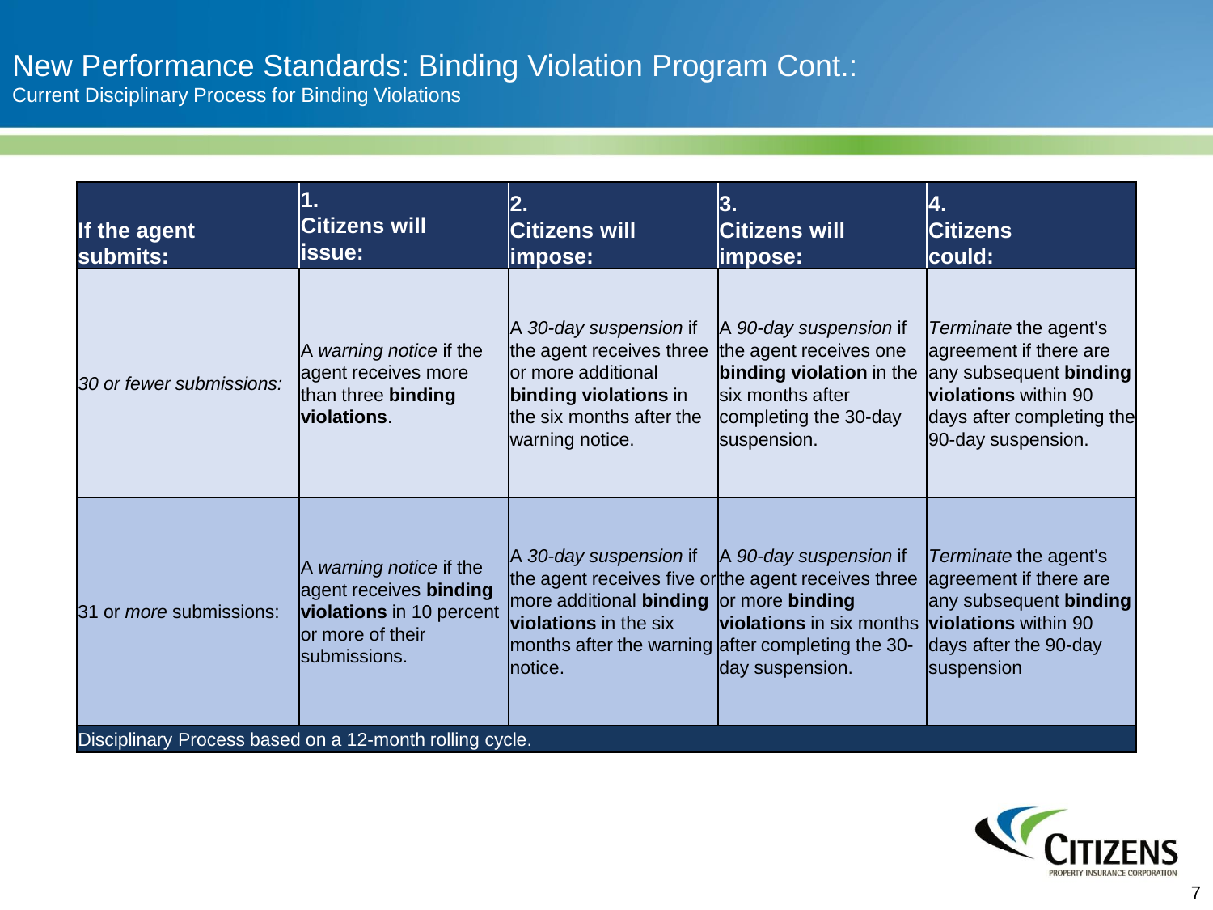# New Performance Standards: Binding Violation Program Cont.:

## Current Disciplinary Process for Binding Violations

| If the agent submits: | 1. Citizens will issue: | 2. Citizens will impose: | 3. Citizens will impose: | 4. Citizens could: |
|---|---|---|---|---|
| *30 or fewer submissions:* | A *warning notice* if the agent receives more than three **binding violations**. | A *30-day suspension* if the agent receives three or more additional **binding violations** in the six months after the warning notice. | A *90-day suspension* if the agent receives one **binding violation** in the six months after completing the 30-day suspension. | *Terminate* the agent's agreement if there are any subsequent **binding violations** within 90 days after completing the 90-day suspension. |
| 31 or *more* submissions: | A *warning notice* if the agent receives **binding violations** in 10 percent or more of their submissions. | A *30-day suspension* if the agent receives five or more additional **binding violations** in the six months after the warning notice. | A *90-day suspension* if the agent receives three or more **binding violations** in six months after completing the 30-day suspension. | *Terminate* the agent's agreement if there are any subsequent **binding violations** within 90 days after the 90-day suspension |

Disciplinary Process based on a 12-month rolling cycle.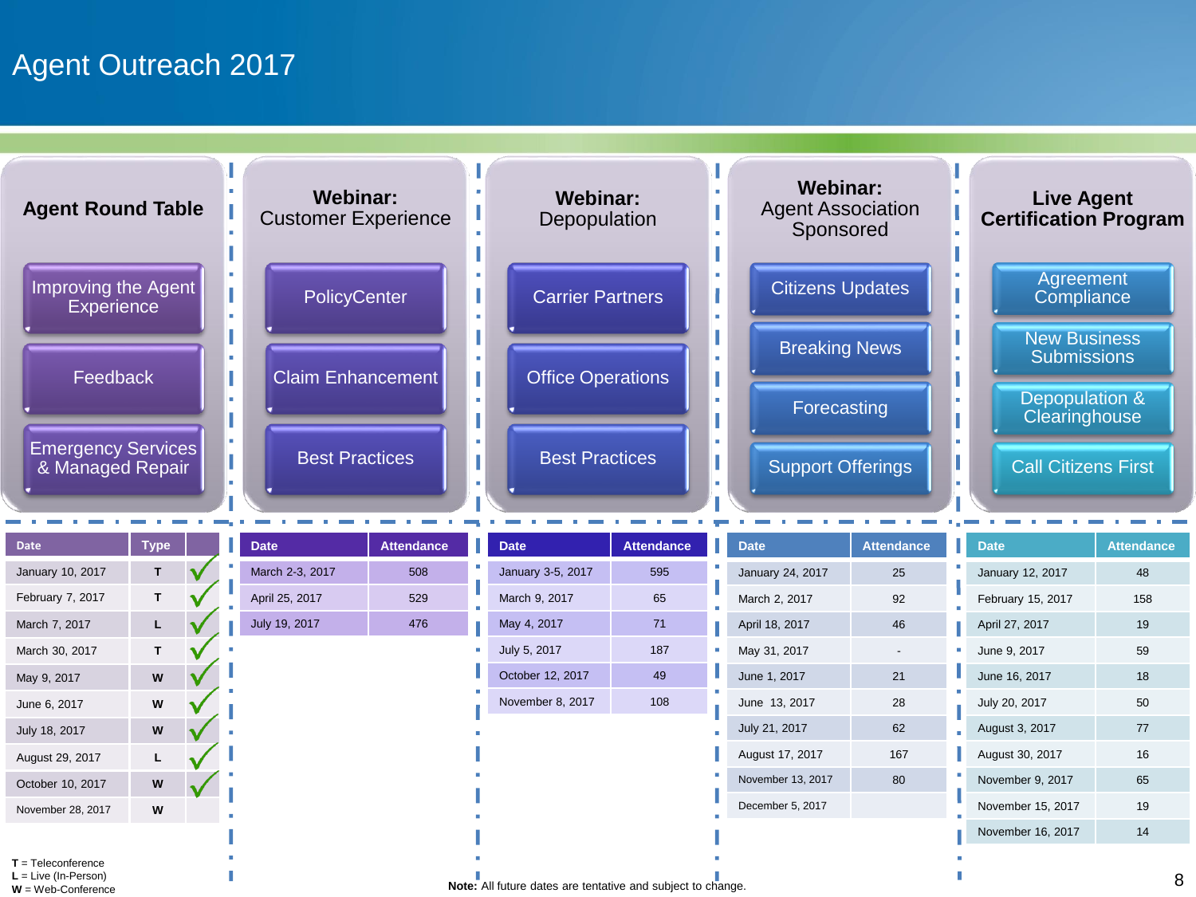# Agent Outreach 2017

## Agent Round Table

- Improving the Agent Experience
- Feedback
- Emergency Services & Managed Repair

| Date | Type | |
|---|---|---|
| January 10, 2017 | T | ✓ |
| February 7, 2017 | T | ✓ |
| March 7, 2017 | L | ✓ |
| March 30, 2017 | T | ✓ |
| May 9, 2017 | W | ✓ |
| June 6, 2017 | W | ✓ |
| July 18, 2017 | W | ✓ |
| August 29, 2017 | L | ✓ |
| October 10, 2017 | W | ✓ |
| November 28, 2017 | W | |

**T** = Teleconference
**L** = Live (In-Person)
**W** = Web-Conference

## Webinar: Customer Experience

- PolicyCenter
- Claim Enhancement
- Best Practices

| Date | Attendance |
|---|---|
| March 2-3, 2017 | 508 |
| April 25, 2017 | 529 |
| July 19, 2017 | 476 |

## Webinar: Depopulation

- Carrier Partners
- Office Operations
- Best Practices

| Date | Attendance |
|---|---|
| January 3-5, 2017 | 595 |
| March 9, 2017 | 65 |
| May 4, 2017 | 71 |
| July 5, 2017 | 187 |
| October 12, 2017 | 49 |
| November 8, 2017 | 108 |

## Webinar: Agent Association Sponsored

- Citizens Updates
- Breaking News
- Forecasting
- Support Offerings

| Date | Attendance |
|---|---|
| January 24, 2017 | 25 |
| March 2, 2017 | 92 |
| April 18, 2017 | 46 |
| May 31, 2017 | - |
| June 1, 2017 | 21 |
| June 13, 2017 | 28 |
| July 21, 2017 | 62 |
| August 17, 2017 | 167 |
| November 13, 2017 | 80 |
| December 5, 2017 | |

## Live Agent Certification Program

- Agreement Compliance
- New Business Submissions
- Depopulation & Clearinghouse
- Call Citizens First

| Date | Attendance |
|---|---|
| January 12, 2017 | 48 |
| February 15, 2017 | 158 |
| April 27, 2017 | 19 |
| June 9, 2017 | 59 |
| June 16, 2017 | 18 |
| July 20, 2017 | 50 |
| August 3, 2017 | 77 |
| August 30, 2017 | 16 |
| November 9, 2017 | 65 |
| November 15, 2017 | 19 |
| November 16, 2017 | 14 |

**Note:** All future dates are tentative and subject to change.